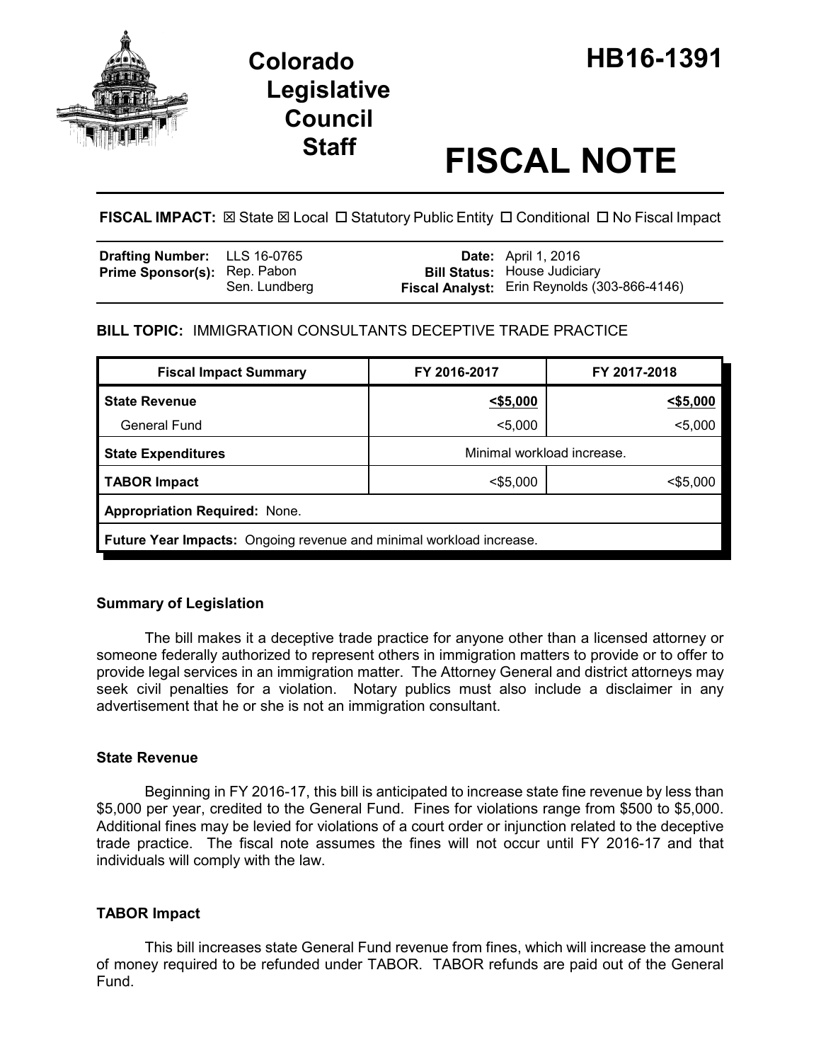# Colorado Legislative Council Staff

# HB16-1391

# FISCAL NOTE

**FISCAL IMPACT:** ☒ State ☒ Local ☐ Statutory Public Entity ☐ Conditional ☐ No Fiscal Impact

| | | | |
|---|---|---|---|
| **Drafting Number:** | LLS 16-0765 | **Date:** | April 1, 2016 |
| **Prime Sponsor(s):** | Rep. Pabon<br>Sen. Lundberg | **Bill Status:** | House Judiciary |
| | | **Fiscal Analyst:** | Erin Reynolds (303-866-4146) |

**BILL TOPIC:** IMMIGRATION CONSULTANTS DECEPTIVE TRADE PRACTICE

| Fiscal Impact Summary | FY 2016-2017 | FY 2017-2018 |
|---|---|---|
| **State Revenue** | <$5,000 | <$5,000 |
| General Fund | <5,000 | <5,000 |
| **State Expenditures** | Minimal workload increase. | |
| **TABOR Impact** | <$5,000 | <$5,000 |
| **Appropriation Required:** None. | | |
| **Future Year Impacts:** Ongoing revenue and minimal workload increase. | | |

### Summary of Legislation

The bill makes it a deceptive trade practice for anyone other than a licensed attorney or someone federally authorized to represent others in immigration matters to provide or to offer to provide legal services in an immigration matter. The Attorney General and district attorneys may seek civil penalties for a violation. Notary publics must also include a disclaimer in any advertisement that he or she is not an immigration consultant.

### State Revenue

Beginning in FY 2016-17, this bill is anticipated to increase state fine revenue by less than $5,000 per year, credited to the General Fund. Fines for violations range from $500 to $5,000. Additional fines may be levied for violations of a court order or injunction related to the deceptive trade practice. The fiscal note assumes the fines will not occur until FY 2016-17 and that individuals will comply with the law.

### TABOR Impact

This bill increases state General Fund revenue from fines, which will increase the amount of money required to be refunded under TABOR. TABOR refunds are paid out of the General Fund.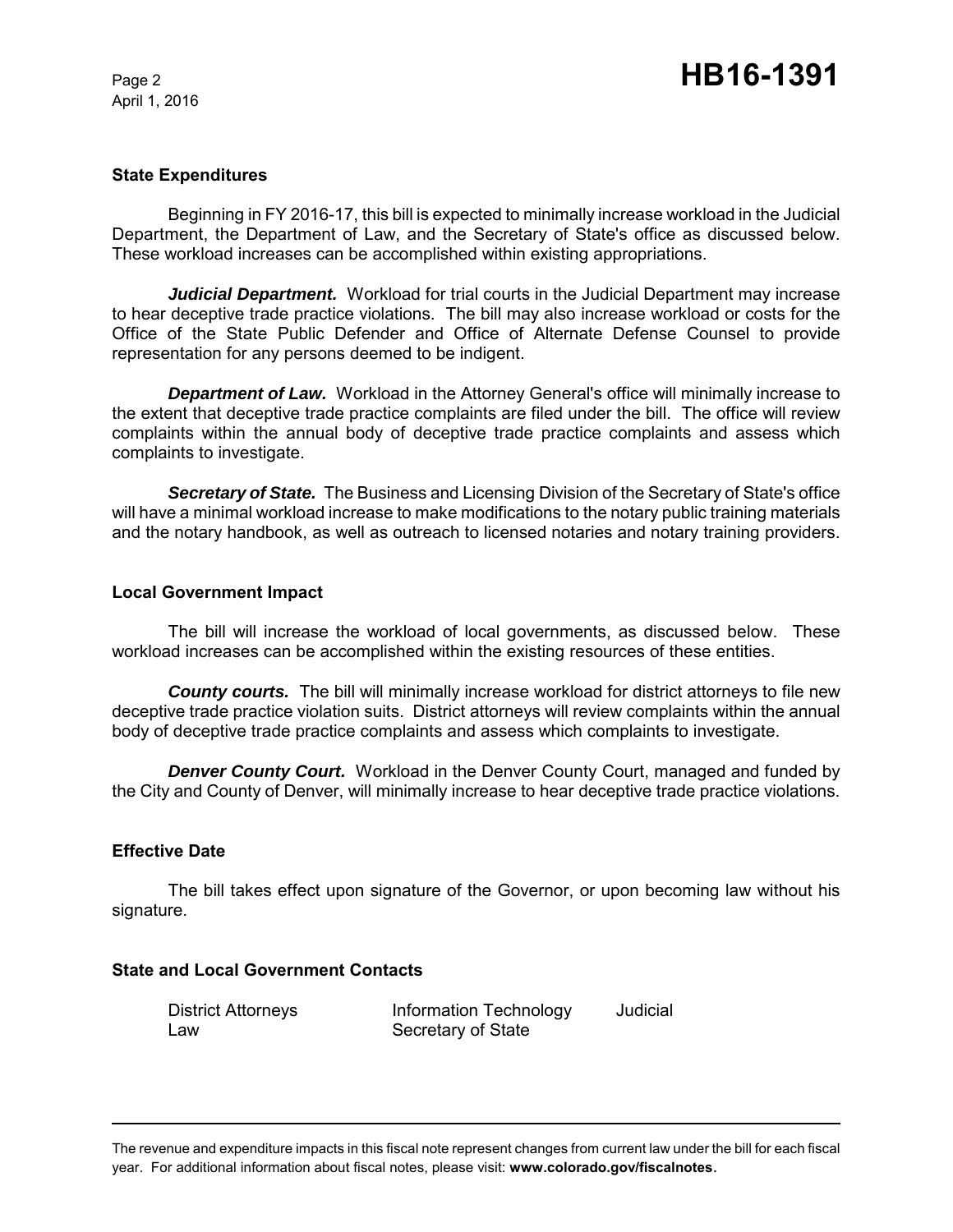## State Expenditures

Beginning in FY 2016-17, this bill is expected to minimally increase workload in the Judicial Department, the Department of Law, and the Secretary of State's office as discussed below. These workload increases can be accomplished within existing appropriations.

***Judicial Department.*** Workload for trial courts in the Judicial Department may increase to hear deceptive trade practice violations. The bill may also increase workload or costs for the Office of the State Public Defender and Office of Alternate Defense Counsel to provide representation for any persons deemed to be indigent.

***Department of Law.*** Workload in the Attorney General's office will minimally increase to the extent that deceptive trade practice complaints are filed under the bill. The office will review complaints within the annual body of deceptive trade practice complaints and assess which complaints to investigate.

***Secretary of State.*** The Business and Licensing Division of the Secretary of State's office will have a minimal workload increase to make modifications to the notary public training materials and the notary handbook, as well as outreach to licensed notaries and notary training providers.

## Local Government Impact

The bill will increase the workload of local governments, as discussed below. These workload increases can be accomplished within the existing resources of these entities.

***County courts.*** The bill will minimally increase workload for district attorneys to file new deceptive trade practice violation suits. District attorneys will review complaints within the annual body of deceptive trade practice complaints and assess which complaints to investigate.

***Denver County Court.*** Workload in the Denver County Court, managed and funded by the City and County of Denver, will minimally increase to hear deceptive trade practice violations.

## Effective Date

The bill takes effect upon signature of the Governor, or upon becoming law without his signature.

## State and Local Government Contacts

| | | |
|---|---|---|
| District Attorneys | Information Technology | Judicial |
| Law | Secretary of State | |

The revenue and expenditure impacts in this fiscal note represent changes from current law under the bill for each fiscal year. For additional information about fiscal notes, please visit: **www.colorado.gov/fiscalnotes.**